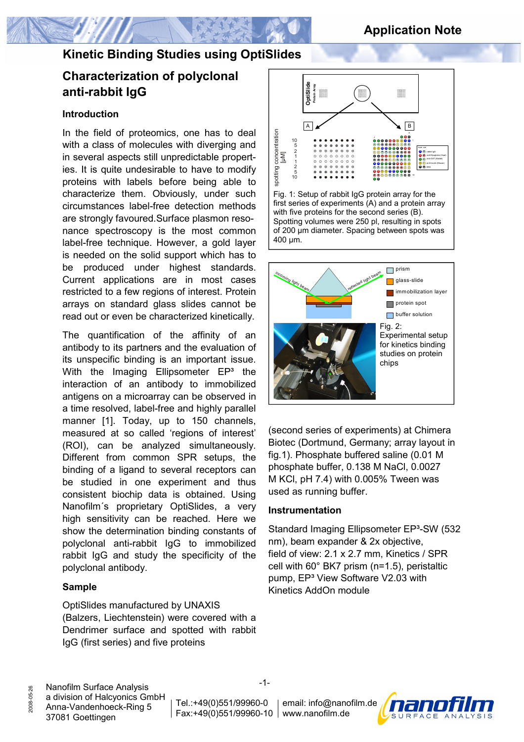# Kinetic Binding Studies using OptiSlides

## Characterization of polyclonal anti-rabbit IgG

### Introduction

In the field of proteomics, one has to deal with a class of molecules with diverging and in several aspects still unpredictable properties. It is quite undesirable to have to modify proteins with labels before being able to characterize them. Obviously, under such circumstances label-free detection methods are strongly favoured. Surface plasmon resonance spectroscopy is the most common label-free technique. However, a gold layer is needed on the solid support which has to be produced under highest standards. Current applications are in most cases restricted to a few regions of interest. Protein arrays on standard glass slides cannot be read out or even be characterized kinetically.

The quantification of the affinity of an antibody to its partners and the evaluation of its unspecific binding is an important issue. With the Imaging Ellipsometer EP³ the interaction of an antibody to immobilized antigens on a microarray can be observed in a time resolved, label-free and highly parallel manner [1]. Today, up to 150 channels, measured at so called 'regions of interest' (ROI), can be analyzed simultaneously. Different from common SPR setups, the binding of a ligand to several receptors can be studied in one experiment and thus consistent biochip data is obtained. Using Nanofilm´s proprietary OptiSlides, a very high sensitivity can be reached. Here we show the determination binding constants of polyclonal anti-rabbit IgG to immobilized rabbit IgG and study the specificity of the polyclonal antibody.

### Sample

OptiSlides manufactured by UNAXIS (Balzers, Liechtenstein) were covered with a Dendrimer surface and spotted with rabbit IgG (first series) and five proteins (second series of experiments) at Chimera Biotec (Dortmund, Germany; array layout in fig.1). Phosphate buffered saline (0.01 M phosphate buffer, 0.138 M NaCl, 0.0027 M KCl, pH 7.4) with 0.005% Tween was used as running buffer.

Fig. 1: Setup of rabbit IgG protein array for the first series of experiments (A) and a protein array with five proteins for the second series (B). Spotting volumes were 250 pl, resulting in spots of 200 µm diameter. Spacing between spots was 400 µm.

Fig. 2: Experimental setup for kinetics binding studies on protein chips

### Instrumentation

Standard Imaging Ellipsometer EP³-SW (532 nm), beam expander & 2x objective, field of view: 2.1 x 2.7 mm, Kinetics / SPR cell with 60° BK7 prism (n=1.5), peristaltic pump, EP³ View Software V2.03 with Kinetics AddOn module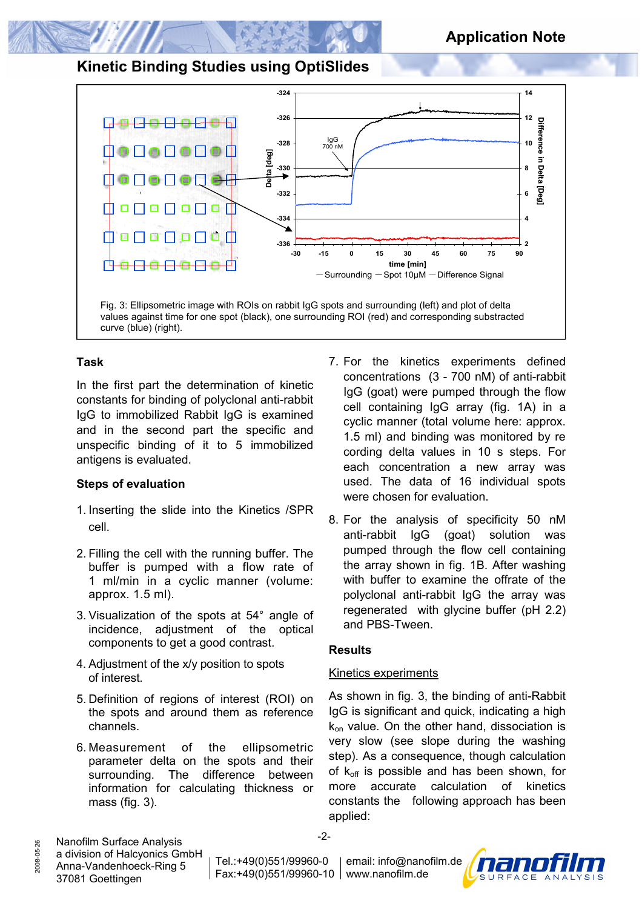## Kinetic Binding Studies using OptiSlides

Fig. 3: Ellipsometric image with ROIs on rabbit IgG spots and surrounding (left) and plot of delta values against time for one spot (black), one surrounding ROI (red) and corresponding substracted curve (blue) (right).

### Task

In the first part the determination of kinetic constants for binding of polyclonal anti-rabbit IgG to immobilized Rabbit IgG is examined and in the second part the specific and unspecific binding of it to 5 immobilized antigens is evaluated.

### Steps of evaluation

1. Inserting the slide into the Kinetics /SPR cell.
2. Filling the cell with the running buffer. The buffer is pumped with a flow rate of 1 ml/min in a cyclic manner (volume: approx. 1.5 ml).
3. Visualization of the spots at 54° angle of incidence, adjustment of the optical components to get a good contrast.
4. Adjustment of the x/y position to spots of interest.
5. Definition of regions of interest (ROI) on the spots and around them as reference channels.
6. Measurement of the ellipsometric parameter delta on the spots and their surrounding. The difference between information for calculating thickness or mass (fig. 3).
7. For the kinetics experiments defined concentrations (3 - 700 nM) of anti-rabbit IgG (goat) were pumped through the flow cell containing IgG array (fig. 1A) in a cyclic manner (total volume here: approx. 1.5 ml) and binding was monitored by re cording delta values in 10 s steps. For each concentration a new array was used. The data of 16 individual spots were chosen for evaluation.
8. For the analysis of specificity 50 nM anti-rabbit IgG (goat) solution was pumped through the flow cell containing the array shown in fig. 1B. After washing with buffer to examine the offrate of the polyclonal anti-rabbit IgG the array was regenerated with glycine buffer (pH 2.2) and PBS-Tween.

### Results

Kinetics experiments

As shown in fig. 3, the binding of anti-Rabbit IgG is significant and quick, indicating a high $k_{on}$ value. On the other hand, dissociation is very slow (see slope during the washing step). As a consequence, though calculation of $k_{off}$ is possible and has been shown, for more accurate calculation of kinetics constants the following approach has been applied: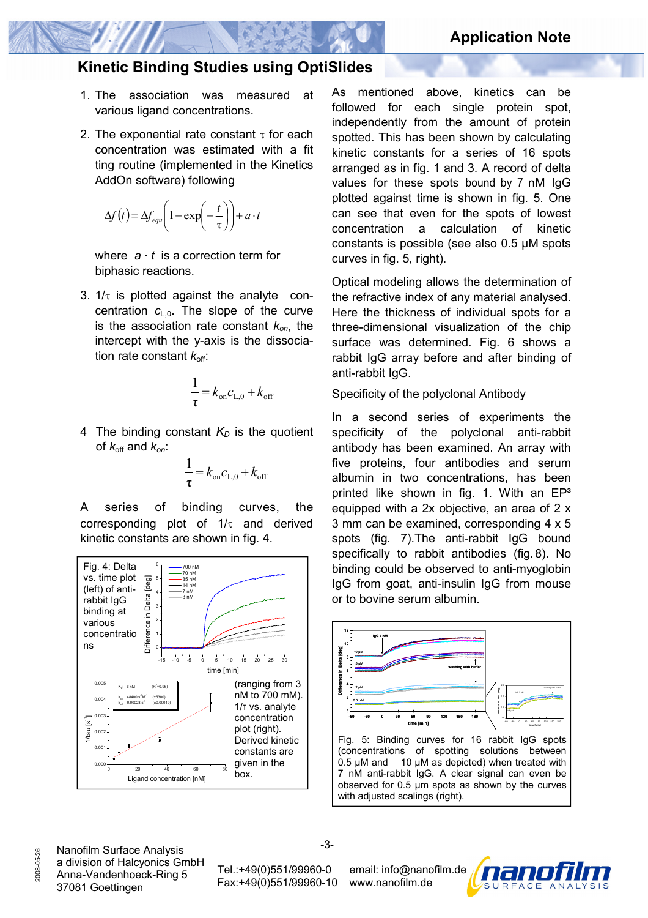# Kinetic Binding Studies using OptiSlides

1. The association was measured at various ligand concentrations.

2. The exponential rate constant $\tau$ for each concentration was estimated with a fitting routine (implemented in the Kinetics AddOn software) following

$$\Delta f(t) = \Delta f_{equ}\left(1 - \exp\left(-\frac{t}{\tau}\right)\right) + a \cdot t$$

   where $a \cdot t$ is a correction term for biphasic reactions.

3. $1/\tau$ is plotted against the analyte concentration $c_{L,0}$. The slope of the curve is the association rate constant $k_{on}$, the intercept with the y-axis is the dissociation rate constant $k_{off}$:

$$\frac{1}{\tau} = k_{on} c_{L,0} + k_{off}$$

4. The binding constant $K_D$ is the quotient of $k_{off}$ and $k_{on}$:

$$\frac{1}{\tau} = k_{on} c_{L,0} + k_{off}$$

A series of binding curves, the corresponding plot of $1/\tau$ and derived kinetic constants are shown in fig. 4.

Fig. 4: Delta vs. time plot (left) of anti-rabbit IgG binding at various concentrations (ranging from 3 nM to 700 nM). $1/\tau$ vs. analyte concentration plot (right). Derived kinetic constants are given in the box.

As mentioned above, kinetics can be followed for each single protein spot, independently from the amount of protein spotted. This has been shown by calculating kinetic constants for a series of 16 spots arranged as in fig. 1 and 3. A record of delta values for these spots bound by 7 nM IgG plotted against time is shown in fig. 5. One can see that even for the spots of lowest concentration a calculation of kinetic constants is possible (see also 0.5 µM spots curves in fig. 5, right).

Optical modeling allows the determination of the refractive index of any material analysed. Here the thickness of individual spots for a three-dimensional visualization of the chip surface was determined. Fig. 6 shows a rabbit IgG array before and after binding of anti-rabbit IgG.

## Specificity of the polyclonal Antibody

In a second series of experiments the specificity of the polyclonal anti-rabbit antibody has been examined. An array with five proteins, four antibodies and serum albumin in two concentrations, has been printed like shown in fig. 1. With an EP³ equipped with a 2x objective, an area of 2 x 3 mm can be examined, corresponding 4 x 5 spots (fig. 7).The anti-rabbit IgG bound specifically to rabbit antibodies (fig. 8). No binding could be observed to anti-myoglobin IgG from goat, anti-insulin IgG from mouse or to bovine serum albumin.

Fig. 5: Binding curves for 16 rabbit IgG spots (concentrations of spotting solutions between 0.5 µM and 10 µM as depicted) when treated with 7 nM anti-rabbit IgG. A clear signal can even be observed for 0.5 µm spots as shown by the curves with adjusted scalings (right).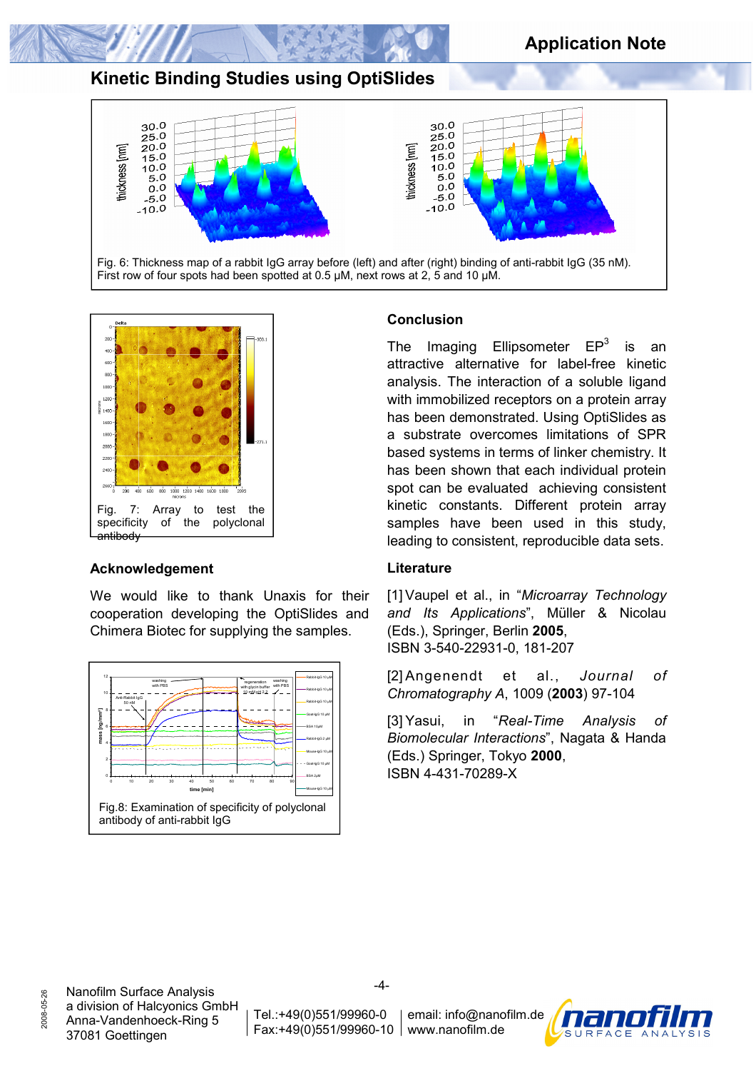## Kinetic Binding Studies using OptiSlides

thickness [nm]
30.0
25.0
20.0
15.0
10.0
5.0
0.0
-5.0
-10.0

thickness [nm]
30.0
25.0
20.0
15.0
10.0
5.0
0.0
-5.0
-10.0

Fig. 6: Thickness map of a rabbit IgG array before (left) and after (right) binding of anti-rabbit IgG (35 nM). First row of four spots had been spotted at 0.5 µM, next rows at 2, 5 and 10 µM.

Fig. 7: Array to test the specificity of the polyclonal antibody

## Conclusion

The Imaging Ellipsometer EP$^3$ is an attractive alternative for label-free kinetic analysis. The interaction of a soluble ligand with immobilized receptors on a protein array has been demonstrated. Using OptiSlides as a substrate overcomes limitations of SPR based systems in terms of linker chemistry. It has been shown that each individual protein spot can be evaluated achieving consistent kinetic constants. Different protein array samples have been used in this study, leading to consistent, reproducible data sets.

## Acknowledgement

We would like to thank Unaxis for their cooperation developing the OptiSlides and Chimera Biotec for supplying the samples.

Fig.8: Examination of specificity of polyclonal antibody of anti-rabbit IgG

## Literature

[1] Vaupel et al., in "*Microarray Technology and Its Applications*", Müller & Nicolau (Eds.), Springer, Berlin **2005**, ISBN 3-540-22931-0, 181-207

[2] Angenendt et al., *Journal of Chromatography A*, 1009 (**2003**) 97-104

[3] Yasui, in "*Real-Time Analysis of Biomolecular Interactions*", Nagata & Handa (Eds.) Springer, Tokyo **2000**, ISBN 4-431-70289-X

Nanofilm Surface Analysis
a division of Halcyonics GmbH
Anna-Vandenhoeck-Ring 5
37081 Goettingen

Tel.:+49(0)551/99960-0
Fax:+49(0)551/99960-10

email: info@nanofilm.de
www.nanofilm.de

2008-05-26